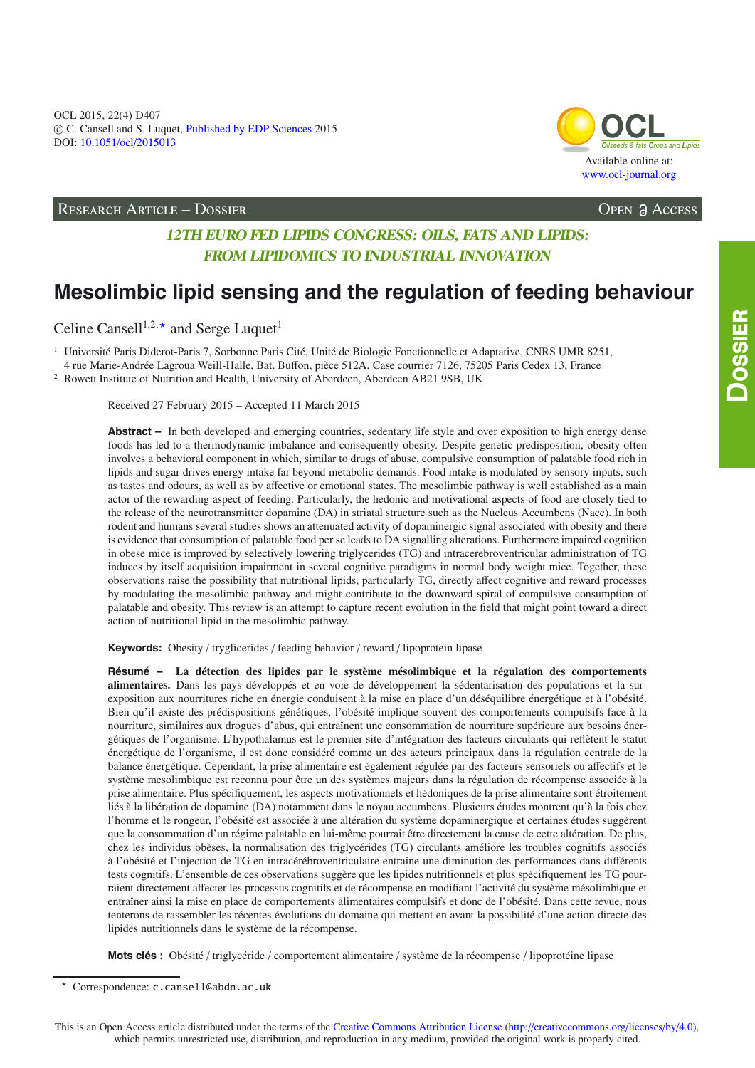OCL 2015, 22(4) D407
© C. Cansell and S. Luquet, Published by EDP Sciences 2015
DOI: 10.1051/ocl/2015013

Available online at:
www.ocl-journal.org

Research Article – Dossier | Open Access

*12TH EURO FED LIPIDS CONGRESS: OILS, FATS AND LIPIDS: FROM LIPIDOMICS TO INDUSTRIAL INNOVATION*

# Mesolimbic lipid sensing and the regulation of feeding behaviour

Celine Cansell[1,2,⋆] and Serge Luquet[1]

[1] Université Paris Diderot-Paris 7, Sorbonne Paris Cité, Unité de Biologie Fonctionnelle et Adaptative, CNRS UMR 8251, 4 rue Marie-Andrée Lagroua Weill-Halle, Bat. Buffon, pièce 512A, Case courrier 7126, 75205 Paris Cedex 13, France

[2] Rowett Institute of Nutrition and Health, University of Aberdeen, Aberdeen AB21 9SB, UK

Received 27 February 2015 – Accepted 11 March 2015

**Abstract –** In both developed and emerging countries, sedentary life style and over exposition to high energy dense foods has led to a thermodynamic imbalance and consequently obesity. Despite genetic predisposition, obesity often involves a behavioral component in which, similar to drugs of abuse, compulsive consumption of palatable food rich in lipids and sugar drives energy intake far beyond metabolic demands. Food intake is modulated by sensory inputs, such as tastes and odours, as well as by affective or emotional states. The mesolimbic pathway is well established as a main actor of the rewarding aspect of feeding. Particularly, the hedonic and motivational aspects of food are closely tied to the release of the neurotransmitter dopamine (DA) in striatal structure such as the Nucleus Accumbens (Nacc). In both rodent and humans several studies shows an attenuated activity of dopaminergic signal associated with obesity and there is evidence that consumption of palatable food per se leads to DA signalling alterations. Furthermore impaired cognition in obese mice is improved by selectively lowering triglycerides (TG) and intracerebroventricular administration of TG induces by itself acquisition impairment in several cognitive paradigms in normal body weight mice. Together, these observations raise the possibility that nutritional lipids, particularly TG, directly affect cognitive and reward processes by modulating the mesolimbic pathway and might contribute to the downward spiral of compulsive consumption of palatable and obesity. This review is an attempt to capture recent evolution in the field that might point toward a direct action of nutritional lipid in the mesolimbic pathway.

**Keywords:** Obesity / tryglicerides / feeding behavior / reward / lipoprotein lipase

**Résumé – La détection des lipides par le système mésolimbique et la régulation des comportements alimentaires.** Dans les pays développés et en voie de développement la sédentarisation des populations et la surexposition aux nourritures riche en énergie conduisent à la mise en place d'un déséquilibre énergétique et à l'obésité. Bien qu'il existe des prédispositions génétiques, l'obésité implique souvent des comportements compulsifs face à la nourriture, similaires aux drogues d'abus, qui entraînent une consommation de nourriture supérieure aux besoins énergétiques de l'organisme. L'hypothalamus est le premier site d'intégration des facteurs circulants qui reflètent le statut énergétique de l'organisme, il est donc considéré comme un des acteurs principaux dans la régulation centrale de la balance énergétique. Cependant, la prise alimentaire est également régulée par des facteurs sensoriels ou affectifs et le système mesolimbique est reconnu pour être un des systèmes majeurs dans la régulation de récompense associée à la prise alimentaire. Plus spécifiquement, les aspects motivationnels et hédoniques de la prise alimentaire sont étroitement liés à la libération de dopamine (DA) notamment dans le noyau accumbens. Plusieurs études montrent qu'à la fois chez l'homme et le rongeur, l'obésité est associée à une altération du système dopaminergique et certaines études suggèrent que la consommation d'un régime palatable en lui-même pourrait être directement la cause de cette altération. De plus, chez les individus obèses, la normalisation des triglycérides (TG) circulants améliore les troubles cognitifs associés à l'obésité et l'injection de TG en intracérébroventriculaire entraîne une diminution des performances dans différents tests cognitifs. L'ensemble de ces observations suggère que les lipides nutritionnels et plus spécifiquement les TG pourraient directement affecter les processus cognitifs et de récompense en modifiant l'activité du système mésolimbique et entraîner ainsi la mise en place de comportements alimentaires compulsifs et donc de l'obésité. Dans cette revue, nous tenterons de rassembler les récentes évolutions du domaine qui mettent en avant la possibilité d'une action directe des lipides nutritionnels dans le système de la récompense.

**Mots clés :** Obésité / triglycéride / comportement alimentaire / système de la récompense / lipoprotéine lipase

⋆ Correspondence: c.cansell@abdn.ac.uk

This is an Open Access article distributed under the terms of the Creative Commons Attribution License (http://creativecommons.org/licenses/by/4.0), which permits unrestricted use, distribution, and reproduction in any medium, provided the original work is properly cited.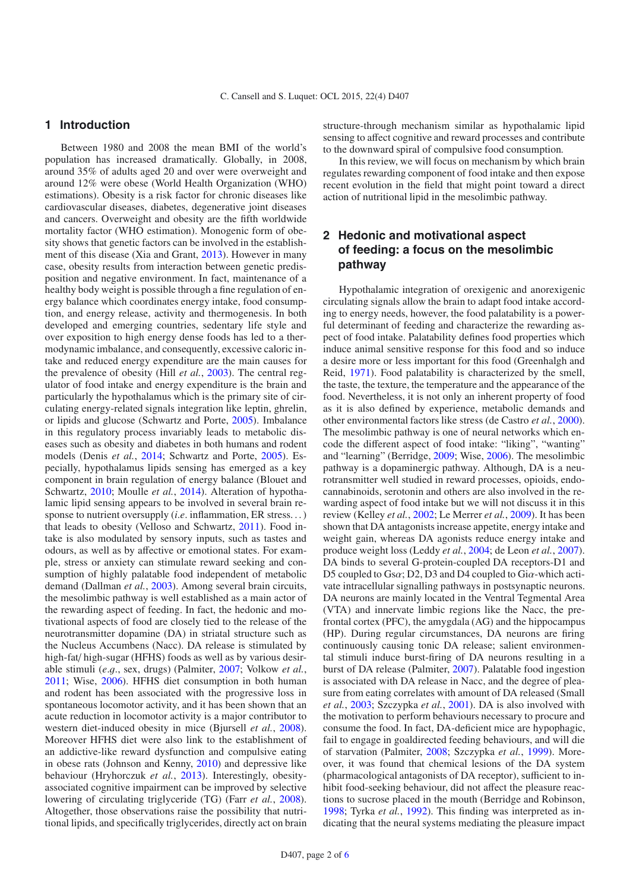## 1 Introduction

Between 1980 and 2008 the mean BMI of the world's population has increased dramatically. Globally, in 2008, around 35% of adults aged 20 and over were overweight and around 12% were obese (World Health Organization (WHO) estimations). Obesity is a risk factor for chronic diseases like cardiovascular diseases, diabetes, degenerative joint diseases and cancers. Overweight and obesity are the fifth worldwide mortality factor (WHO estimation). Monogenic form of obesity shows that genetic factors can be involved in the establishment of this disease (Xia and Grant, 2013). However in many case, obesity results from interaction between genetic predisposition and negative environment. In fact, maintenance of a healthy body weight is possible through a fine regulation of energy balance which coordinates energy intake, food consumption, and energy release, activity and thermogenesis. In both developed and emerging countries, sedentary life style and over exposition to high energy dense foods has led to a thermodynamic imbalance, and consequently, excessive caloric intake and reduced energy expenditure are the main causes for the prevalence of obesity (Hill *et al.*, 2003). The central regulator of food intake and energy expenditure is the brain and particularly the hypothalamus which is the primary site of circulating energy-related signals integration like leptin, ghrelin, or lipids and glucose (Schwartz and Porte, 2005). Imbalance in this regulatory process invariably leads to metabolic diseases such as obesity and diabetes in both humans and rodent models (Denis *et al.*, 2014; Schwartz and Porte, 2005). Especially, hypothalamus lipids sensing has emerged as a key component in brain regulation of energy balance (Blouet and Schwartz, 2010; Moulle *et al.*, 2014). Alteration of hypothalamic lipid sensing appears to be involved in several brain response to nutrient oversupply (*i.e.* inflammation, ER stress...) that leads to obesity (Velloso and Schwartz, 2011). Food intake is also modulated by sensory inputs, such as tastes and odours, as well as by affective or emotional states. For example, stress or anxiety can stimulate reward seeking and consumption of highly palatable food independent of metabolic demand (Dallman *et al.*, 2003). Among several brain circuits, the mesolimbic pathway is well established as a main actor of the rewarding aspect of feeding. In fact, the hedonic and motivational aspects of food are closely tied to the release of the neurotransmitter dopamine (DA) in striatal structure such as the Nucleus Accumbens (Nacc). DA release is stimulated by high-fat/ high-sugar (HFHS) foods as well as by various desirable stimuli (*e.g.*, sex, drugs) (Palmiter, 2007; Volkow *et al.*, 2011; Wise, 2006). HFHS diet consumption in both human and rodent has been associated with the progressive loss in spontaneous locomotor activity, and it has been shown that an acute reduction in locomotor activity is a major contributor to western diet-induced obesity in mice (Bjursell *et al.*, 2008). Moreover HFHS diet were also link to the establishment of an addictive-like reward dysfunction and compulsive eating in obese rats (Johnson and Kenny, 2010) and depressive like behaviour (Hryhorczuk *et al.*, 2013). Interestingly, obesity-associated cognitive impairment can be improved by selective lowering of circulating triglyceride (TG) (Farr *et al.*, 2008). Altogether, those observations raise the possibility that nutritional lipids, and specifically triglycerides, directly act on brain structure-through mechanism similar as hypothalamic lipid sensing to affect cognitive and reward processes and contribute to the downward spiral of compulsive food consumption.

In this review, we will focus on mechanism by which brain regulates rewarding component of food intake and then expose recent evolution in the field that might point toward a direct action of nutritional lipid in the mesolimbic pathway.

## 2 Hedonic and motivational aspect of feeding: a focus on the mesolimbic pathway

Hypothalamic integration of orexigenic and anorexigenic circulating signals allow the brain to adapt food intake according to energy needs, however, the food palatability is a powerful determinant of feeding and characterize the rewarding aspect of food intake. Palatability defines food properties which induce animal sensitive response for this food and so induce a desire more or less important for this food (Greenhalgh and Reid, 1971). Food palatability is characterized by the smell, the taste, the texture, the temperature and the appearance of the food. Nevertheless, it is not only an inherent property of food as it is also defined by experience, metabolic demands and other environmental factors like stress (de Castro *et al.*, 2000). The mesolimbic pathway is one of neural networks which encode the different aspect of food intake: "liking", "wanting" and "learning" (Berridge, 2009; Wise, 2006). The mesolimbic pathway is a dopaminergic pathway. Although, DA is a neurotransmitter well studied in reward processes, opioids, endocannabinoids, serotonin and others are also involved in the rewarding aspect of food intake but we will not discuss it in this review (Kelley *et al.*, 2002; Le Merrer *et al.*, 2009). It has been shown that DA antagonists increase appetite, energy intake and weight gain, whereas DA agonists reduce energy intake and produce weight loss (Leddy *et al.*, 2004; de Leon *et al.*, 2007). DA binds to several G-protein-coupled DA receptors-D1 and D5 coupled to Gs$\alpha$; D2, D3 and D4 coupled to Gi$\alpha$-which activate intracellular signalling pathways in postsynaptic neurons. DA neurons are mainly located in the Ventral Tegmental Area (VTA) and innervate limbic regions like the Nacc, the prefrontal cortex (PFC), the amygdala (AG) and the hippocampus (HP). During regular circumstances, DA neurons are firing continuously causing tonic DA release; salient environmental stimuli induce burst-firing of DA neurons resulting in a burst of DA release (Palmiter, 2007). Palatable food ingestion is associated with DA release in Nacc, and the degree of pleasure from eating correlates with amount of DA released (Small *et al.*, 2003; Szczypka *et al.*, 2001). DA is also involved with the motivation to perform behaviours necessary to procure and consume the food. In fact, DA-deficient mice are hypophagic, fail to engage in goaldirected feeding behaviours, and will die of starvation (Palmiter, 2008; Szczypka *et al.*, 1999). Moreover, it was found that chemical lesions of the DA system (pharmacological antagonists of DA receptor), sufficient to inhibit food-seeking behaviour, did not affect the pleasure reactions to sucrose placed in the mouth (Berridge and Robinson, 1998; Tyrka *et al.*, 1992). This finding was interpreted as indicating that the neural systems mediating the pleasure impact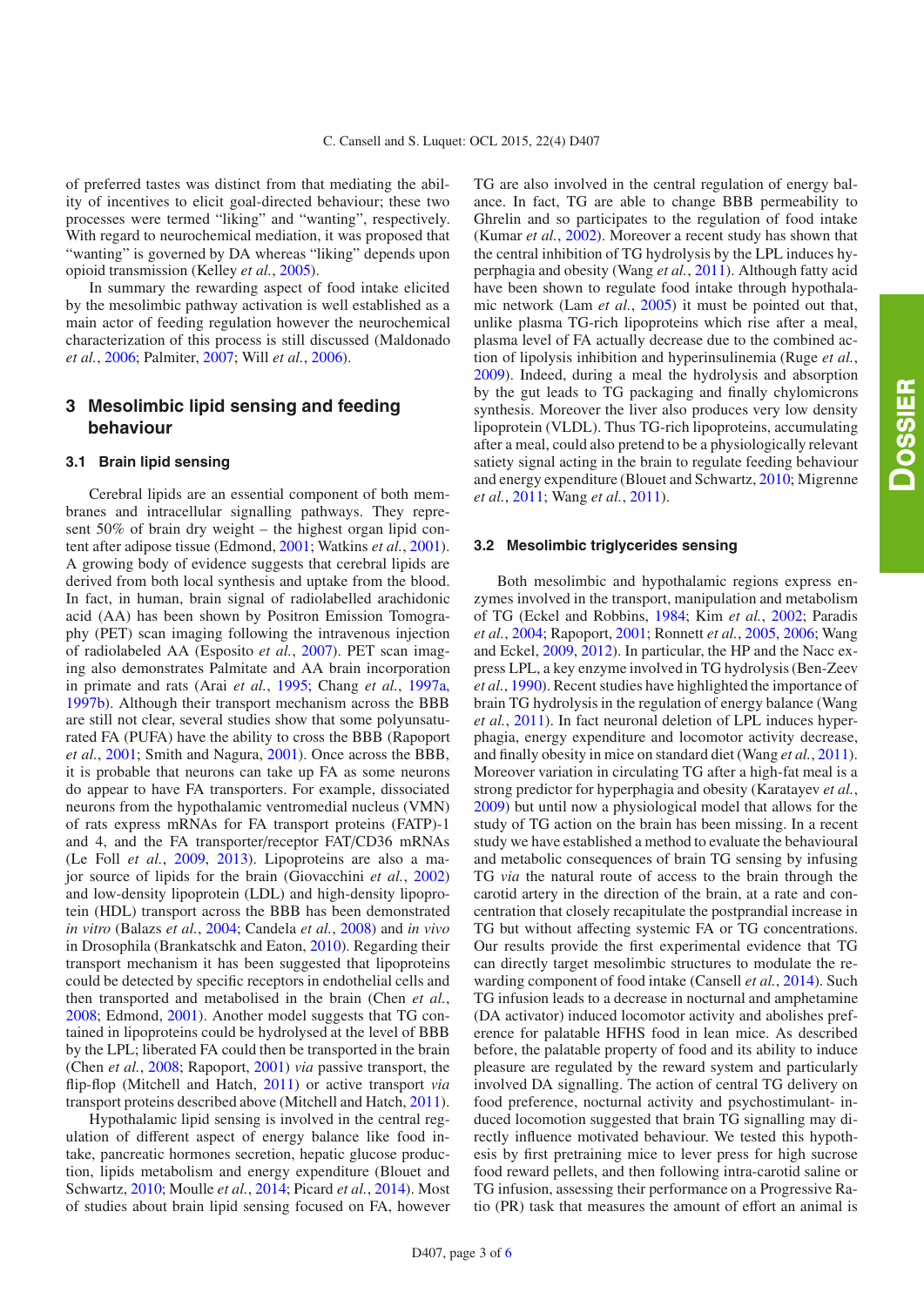of preferred tastes was distinct from that mediating the ability of incentives to elicit goal-directed behaviour; these two processes were termed "liking" and "wanting", respectively. With regard to neurochemical mediation, it was proposed that "wanting" is governed by DA whereas "liking" depends upon opioid transmission (Kelley *et al.*, 2005).

In summary the rewarding aspect of food intake elicited by the mesolimbic pathway activation is well established as a main actor of feeding regulation however the neurochemical characterization of this process is still discussed (Maldonado *et al.*, 2006; Palmiter, 2007; Will *et al.*, 2006).

## 3 Mesolimbic lipid sensing and feeding behaviour

### 3.1 Brain lipid sensing

Cerebral lipids are an essential component of both membranes and intracellular signalling pathways. They represent 50% of brain dry weight – the highest organ lipid content after adipose tissue (Edmond, 2001; Watkins *et al.*, 2001). A growing body of evidence suggests that cerebral lipids are derived from both local synthesis and uptake from the blood. In fact, in human, brain signal of radiolabelled arachidonic acid (AA) has been shown by Positron Emission Tomography (PET) scan imaging following the intravenous injection of radiolabeled AA (Esposito *et al.*, 2007). PET scan imaging also demonstrates Palmitate and AA brain incorporation in primate and rats (Arai *et al.*, 1995; Chang *et al.*, 1997a, 1997b). Although their transport mechanism across the BBB are still not clear, several studies show that some polyunsaturated FA (PUFA) have the ability to cross the BBB (Rapoport *et al.*, 2001; Smith and Nagura, 2001). Once across the BBB, it is probable that neurons can take up FA as some neurons do appear to have FA transporters. For example, dissociated neurons from the hypothalamic ventromedial nucleus (VMN) of rats express mRNAs for FA transport proteins (FATP)-1 and 4, and the FA transporter/receptor FAT/CD36 mRNAs (Le Foll *et al.*, 2009, 2013). Lipoproteins are also a major source of lipids for the brain (Giovacchini *et al.*, 2002) and low-density lipoprotein (LDL) and high-density lipoprotein (HDL) transport across the BBB has been demonstrated *in vitro* (Balazs *et al.*, 2004; Candela *et al.*, 2008) and *in vivo* in Drosophila (Brankatschk and Eaton, 2010). Regarding their transport mechanism it has been suggested that lipoproteins could be detected by specific receptors in endothelial cells and then transported and metabolised in the brain (Chen *et al.*, 2008; Edmond, 2001). Another model suggests that TG contained in lipoproteins could be hydrolysed at the level of BBB by the LPL; liberated FA could then be transported in the brain (Chen *et al.*, 2008; Rapoport, 2001) *via* passive transport, the flip-flop (Mitchell and Hatch, 2011) or active transport *via* transport proteins described above (Mitchell and Hatch, 2011).

Hypothalamic lipid sensing is involved in the central regulation of different aspect of energy balance like food intake, pancreatic hormones secretion, hepatic glucose production, lipids metabolism and energy expenditure (Blouet and Schwartz, 2010; Moulle *et al.*, 2014; Picard *et al.*, 2014). Most of studies about brain lipid sensing focused on FA, however TG are also involved in the central regulation of energy balance. In fact, TG are able to change BBB permeability to Ghrelin and so participates to the regulation of food intake (Kumar *et al.*, 2002). Moreover a recent study has shown that the central inhibition of TG hydrolysis by the LPL induces hyperphagia and obesity (Wang *et al.*, 2011). Although fatty acid have been shown to regulate food intake through hypothalamic network (Lam *et al.*, 2005) it must be pointed out that, unlike plasma TG-rich lipoproteins which rise after a meal, plasma level of FA actually decrease due to the combined action of lipolysis inhibition and hyperinsulinemia (Ruge *et al.*, 2009). Indeed, during a meal the hydrolysis and absorption by the gut leads to TG packaging and finally chylomicrons synthesis. Moreover the liver also produces very low density lipoprotein (VLDL). Thus TG-rich lipoproteins, accumulating after a meal, could also pretend to be a physiologically relevant satiety signal acting in the brain to regulate feeding behaviour and energy expenditure (Blouet and Schwartz, 2010; Migrenne *et al.*, 2011; Wang *et al.*, 2011).

### 3.2 Mesolimbic triglycerides sensing

Both mesolimbic and hypothalamic regions express enzymes involved in the transport, manipulation and metabolism of TG (Eckel and Robbins, 1984; Kim *et al.*, 2002; Paradis *et al.*, 2004; Rapoport, 2001; Ronnett *et al.*, 2005, 2006; Wang and Eckel, 2009, 2012). In particular, the HP and the Nacc express LPL, a key enzyme involved in TG hydrolysis (Ben-Zeev *et al.*, 1990). Recent studies have highlighted the importance of brain TG hydrolysis in the regulation of energy balance (Wang *et al.*, 2011). In fact neuronal deletion of LPL induces hyperphagia, energy expenditure and locomotor activity decrease, and finally obesity in mice on standard diet (Wang *et al.*, 2011). Moreover variation in circulating TG after a high-fat meal is a strong predictor for hyperphagia and obesity (Karatayev *et al.*, 2009) but until now a physiological model that allows for the study of TG action on the brain has been missing. In a recent study we have established a method to evaluate the behavioural and metabolic consequences of brain TG sensing by infusing TG *via* the natural route of access to the brain through the carotid artery in the direction of the brain, at a rate and concentration that closely recapitulate the postprandial increase in TG but without affecting systemic FA or TG concentrations. Our results provide the first experimental evidence that TG can directly target mesolimbic structures to modulate the rewarding component of food intake (Cansell *et al.*, 2014). Such TG infusion leads to a decrease in nocturnal and amphetamine (DA activator) induced locomotor activity and abolishes preference for palatable HFHS food in lean mice. As described before, the palatable property of food and its ability to induce pleasure are regulated by the reward system and particularly involved DA signalling. The action of central TG delivery on food preference, nocturnal activity and psychostimulant- induced locomotion suggested that brain TG signalling may directly influence motivated behaviour. We tested this hypothesis by first pretraining mice to lever press for high sucrose food reward pellets, and then following intra-carotid saline or TG infusion, assessing their performance on a Progressive Ratio (PR) task that measures the amount of effort an animal is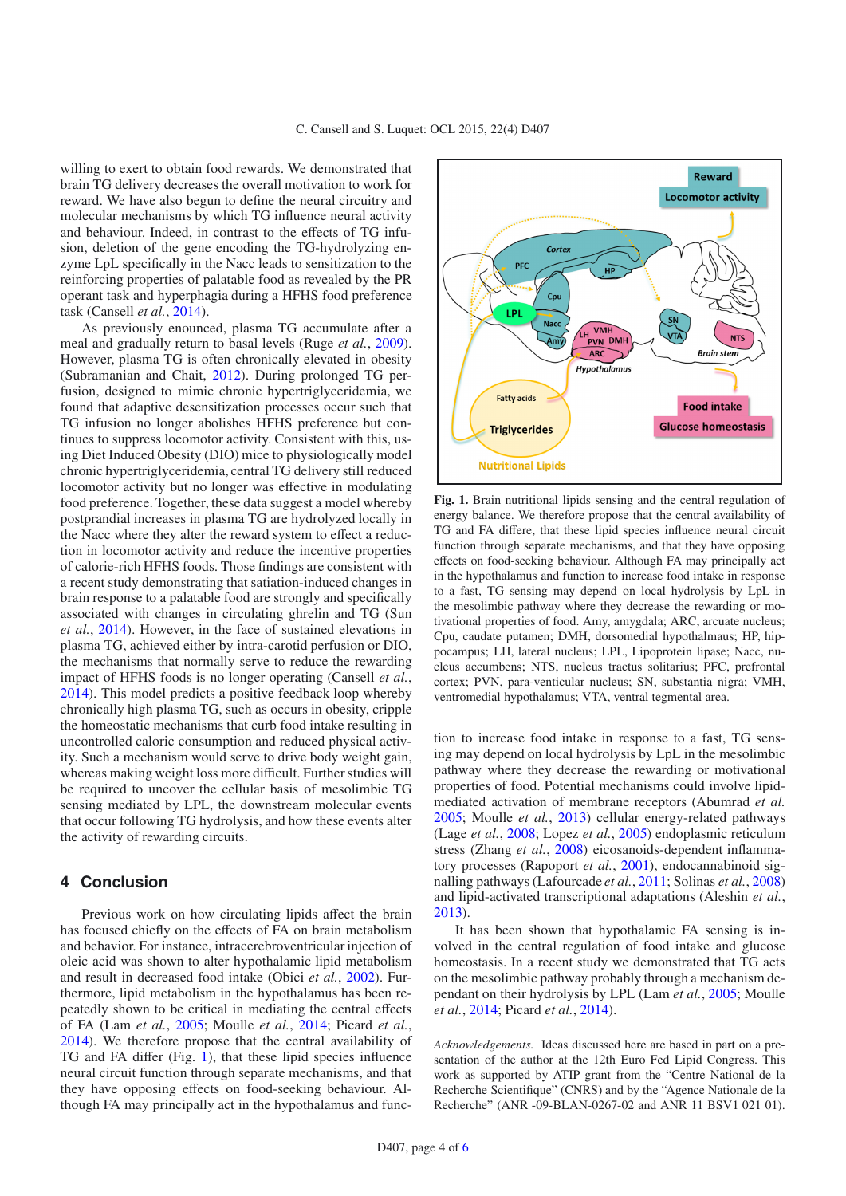willing to exert to obtain food rewards. We demonstrated that brain TG delivery decreases the overall motivation to work for reward. We have also begun to define the neural circuitry and molecular mechanisms by which TG influence neural activity and behaviour. Indeed, in contrast to the effects of TG infusion, deletion of the gene encoding the TG-hydrolyzing enzyme LpL specifically in the Nacc leads to sensitization to the reinforcing properties of palatable food as revealed by the PR operant task and hyperphagia during a HFHS food preference task (Cansell *et al.*, 2014).

As previously enounced, plasma TG accumulate after a meal and gradually return to basal levels (Ruge *et al.*, 2009). However, plasma TG is often chronically elevated in obesity (Subramanian and Chait, 2012). During prolonged TG perfusion, designed to mimic chronic hypertriglyceridemia, we found that adaptive desensitization processes occur such that TG infusion no longer abolishes HFHS preference but continues to suppress locomotor activity. Consistent with this, using Diet Induced Obesity (DIO) mice to physiologically model chronic hypertriglyceridemia, central TG delivery still reduced locomotor activity but no longer was effective in modulating food preference. Together, these data suggest a model whereby postprandial increases in plasma TG are hydrolyzed locally in the Nacc where they alter the reward system to effect a reduction in locomotor activity and reduce the incentive properties of calorie-rich HFHS foods. Those findings are consistent with a recent study demonstrating that satiation-induced changes in brain response to a palatable food are strongly and specifically associated with changes in circulating ghrelin and TG (Sun *et al.*, 2014). However, in the face of sustained elevations in plasma TG, achieved either by intra-carotid perfusion or DIO, the mechanisms that normally serve to reduce the rewarding impact of HFHS foods is no longer operating (Cansell *et al.*, 2014). This model predicts a positive feedback loop whereby chronically high plasma TG, such as occurs in obesity, cripple the homeostatic mechanisms that curb food intake resulting in uncontrolled caloric consumption and reduced physical activity. Such a mechanism would serve to drive body weight gain, whereas making weight loss more difficult. Further studies will be required to uncover the cellular basis of mesolimbic TG sensing mediated by LPL, the downstream molecular events that occur following TG hydrolysis, and how these events alter the activity of rewarding circuits.

## 4 Conclusion

Previous work on how circulating lipids affect the brain has focused chiefly on the effects of FA on brain metabolism and behavior. For instance, intracerebroventricular injection of oleic acid was shown to alter hypothalamic lipid metabolism and result in decreased food intake (Obici *et al.*, 2002). Furthermore, lipid metabolism in the hypothalamus has been repeatedly shown to be critical in mediating the central effects of FA (Lam *et al.*, 2005; Moulle *et al.*, 2014; Picard *et al.*, 2014). We therefore propose that the central availability of TG and FA differ (Fig. 1), that these lipid species influence neural circuit function through separate mechanisms, and that they have opposing effects on food-seeking behaviour. Although FA may principally act in the hypothalamus and function to increase food intake in response to a fast, TG sensing may depend on local hydrolysis by LpL in the mesolimbic pathway where they decrease the rewarding or motivational properties of food. Potential mechanisms could involve lipid-mediated activation of membrane receptors (Abumrad *et al.* 2005; Moulle *et al.*, 2013) cellular energy-related pathways (Lage *et al.*, 2008; Lopez *et al.*, 2005) endoplasmic reticulum stress (Zhang *et al.*, 2008) eicosanoids-dependent inflammatory processes (Rapoport *et al.*, 2001), endocannabinoid signalling pathways (Lafourcade *et al.*, 2011; Solinas *et al.*, 2008) and lipid-activated transcriptional adaptations (Aleshin *et al.*, 2013).

**Fig. 1.** Brain nutritional lipids sensing and the central regulation of energy balance. We therefore propose that the central availability of TG and FA differe, that these lipid species influence neural circuit function through separate mechanisms, and that they have opposing effects on food-seeking behaviour. Although FA may principally act in the hypothalamus and function to increase food intake in response to a fast, TG sensing may depend on local hydrolysis by LpL in the mesolimbic pathway where they decrease the rewarding or motivational properties of food. Amy, amygdala; ARC, arcuate nucleus; Cpu, caudate putamen; DMH, dorsomedial hypothalmaus; HP, hippocampus; LH, lateral nucleus; LPL, Lipoprotein lipase; Nacc, nucleus accumbens; NTS, nucleus tractus solitarius; PFC, prefrontal cortex; PVN, para-venticular nucleus; SN, substantia nigra; VMH, ventromedial hypothalamus; VTA, ventral tegmental area.

It has been shown that hypothalamic FA sensing is involved in the central regulation of food intake and glucose homeostasis. In a recent study we demonstrated that TG acts on the mesolimbic pathway probably through a mechanism dependant on their hydrolysis by LPL (Lam *et al.*, 2005; Moulle *et al.*, 2014; Picard *et al.*, 2014).

*Acknowledgements.* Ideas discussed here are based in part on a presentation of the author at the 12th Euro Fed Lipid Congress. This work as supported by ATIP grant from the "Centre National de la Recherche Scientifique" (CNRS) and by the "Agence Nationale de la Recherche" (ANR -09-BLAN-0267-02 and ANR 11 BSV1 021 01).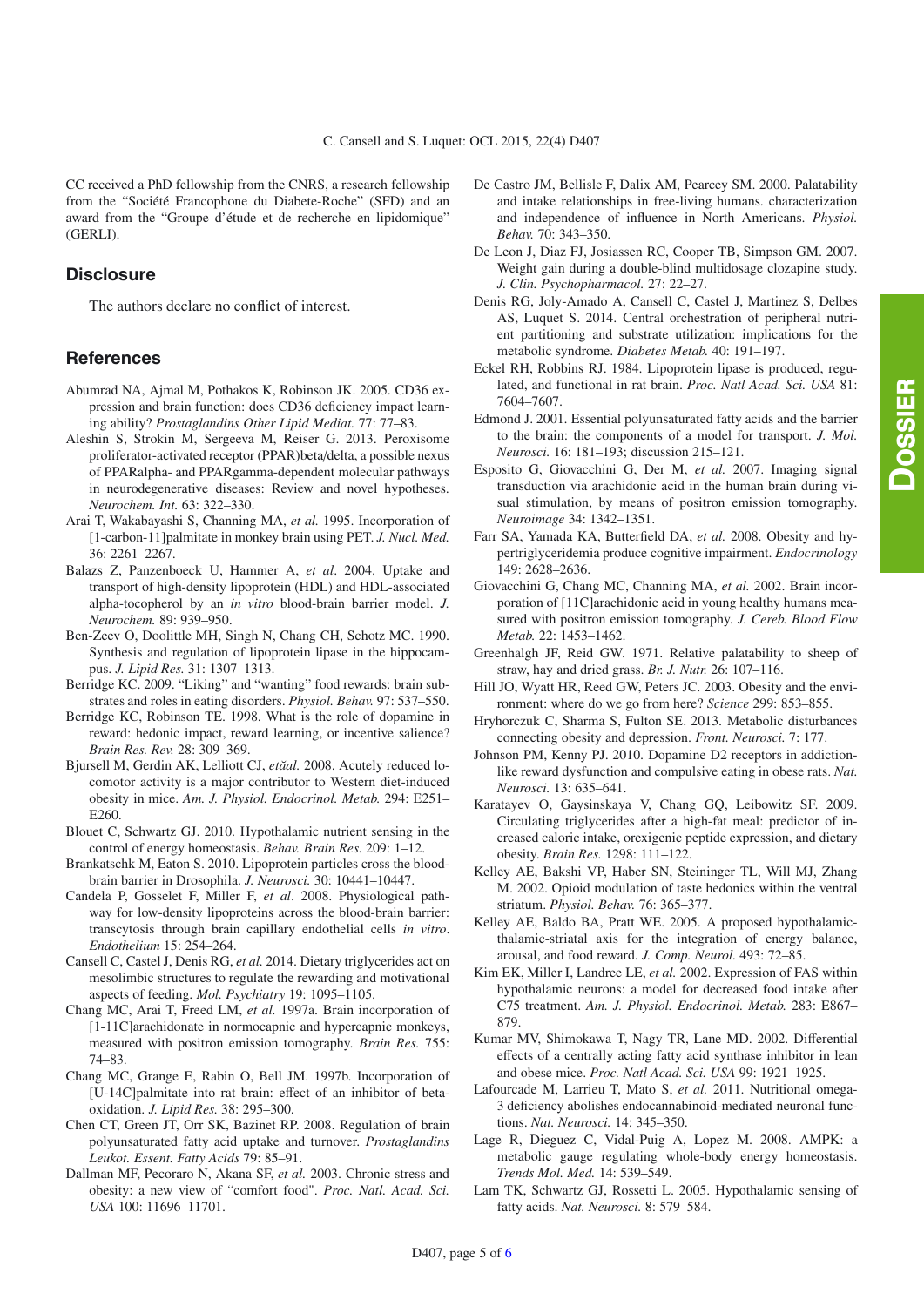CC received a PhD fellowship from the CNRS, a research fellowship from the "Société Francophone du Diabete-Roche" (SFD) and an award from the "Groupe d'étude et de recherche en lipidomique" (GERLI).

## Disclosure

The authors declare no conflict of interest.

## References

Abumrad NA, Ajmal M, Pothakos K, Robinson JK. 2005. CD36 expression and brain function: does CD36 deficiency impact learning ability? *Prostaglandins Other Lipid Mediat.* 77: 77–83.

Aleshin S, Strokin M, Sergeeva M, Reiser G. 2013. Peroxisome proliferator-activated receptor (PPAR)beta/delta, a possible nexus of PPARalpha- and PPARgamma-dependent molecular pathways in neurodegenerative diseases: Review and novel hypotheses. *Neurochem. Int.* 63: 322–330.

Arai T, Wakabayashi S, Channing MA, *et al.* 1995. Incorporation of [1-carbon-11]palmitate in monkey brain using PET. *J. Nucl. Med.* 36: 2261–2267.

Balazs Z, Panzenboeck U, Hammer A, *et al.* 2004. Uptake and transport of high-density lipoprotein (HDL) and HDL-associated alpha-tocopherol by an *in vitro* blood-brain barrier model. *J. Neurochem.* 89: 939–950.

Ben-Zeev O, Doolittle MH, Singh N, Chang CH, Schotz MC. 1990. Synthesis and regulation of lipoprotein lipase in the hippocampus. *J. Lipid Res.* 31: 1307–1313.

Berridge KC. 2009. "Liking" and "wanting" food rewards: brain substrates and roles in eating disorders. *Physiol. Behav.* 97: 537–550.

Berridge KC, Robinson TE. 1998. What is the role of dopamine in reward: hedonic impact, reward learning, or incentive salience? *Brain Res. Rev.* 28: 309–369.

Bjursell M, Gerdin AK, Lelliott CJ, *etãal.* 2008. Acutely reduced locomotor activity is a major contributor to Western diet-induced obesity in mice. *Am. J. Physiol. Endocrinol. Metab.* 294: E251–E260.

Blouet C, Schwartz GJ. 2010. Hypothalamic nutrient sensing in the control of energy homeostasis. *Behav. Brain Res.* 209: 1–12.

Brankatschk M, Eaton S. 2010. Lipoprotein particles cross the blood-brain barrier in Drosophila. *J. Neurosci.* 30: 10441–10447.

Candela P, Gosselet F, Miller F, *et al*. 2008. Physiological pathway for low-density lipoproteins across the blood-brain barrier: transcytosis through brain capillary endothelial cells *in vitro*. *Endothelium* 15: 254–264.

Cansell C, Castel J, Denis RG, *et al.* 2014. Dietary triglycerides act on mesolimbic structures to regulate the rewarding and motivational aspects of feeding. *Mol. Psychiatry* 19: 1095–1105.

Chang MC, Arai T, Freed LM, *et al.* 1997a. Brain incorporation of [1-11C]arachidonate in normocapnic and hypercapnic monkeys, measured with positron emission tomography. *Brain Res.* 755: 74–83.

Chang MC, Grange E, Rabin O, Bell JM. 1997b. Incorporation of [U-14C]palmitate into rat brain: effect of an inhibitor of beta-oxidation. *J. Lipid Res.* 38: 295–300.

Chen CT, Green JT, Orr SK, Bazinet RP. 2008. Regulation of brain polyunsaturated fatty acid uptake and turnover. *Prostaglandins Leukot. Essent. Fatty Acids* 79: 85–91.

Dallman MF, Pecoraro N, Akana SF, *et al.* 2003. Chronic stress and obesity: a new view of "comfort food". *Proc. Natl. Acad. Sci. USA* 100: 11696–11701.

De Castro JM, Bellisle F, Dalix AM, Pearcey SM. 2000. Palatability and intake relationships in free-living humans. characterization and independence of influence in North Americans. *Physiol. Behav.* 70: 343–350.

De Leon J, Diaz FJ, Josiassen RC, Cooper TB, Simpson GM. 2007. Weight gain during a double-blind multidosage clozapine study. *J. Clin. Psychopharmacol.* 27: 22–27.

Denis RG, Joly-Amado A, Cansell C, Castel J, Martinez S, Delbes AS, Luquet S. 2014. Central orchestration of peripheral nutrient partitioning and substrate utilization: implications for the metabolic syndrome. *Diabetes Metab.* 40: 191–197.

Eckel RH, Robbins RJ. 1984. Lipoprotein lipase is produced, regulated, and functional in rat brain. *Proc. Natl Acad. Sci. USA* 81: 7604–7607.

Edmond J. 2001. Essential polyunsaturated fatty acids and the barrier to the brain: the components of a model for transport. *J. Mol. Neurosci.* 16: 181–193; discussion 215–121.

Esposito G, Giovacchini G, Der M, *et al.* 2007. Imaging signal transduction via arachidonic acid in the human brain during visual stimulation, by means of positron emission tomography. *Neuroimage* 34: 1342–1351.

Farr SA, Yamada KA, Butterfield DA, *et al.* 2008. Obesity and hypertriglyceridemia produce cognitive impairment. *Endocrinology* 149: 2628–2636.

Giovacchini G, Chang MC, Channing MA, *et al.* 2002. Brain incorporation of [11C]arachidonic acid in young healthy humans measured with positron emission tomography. *J. Cereb. Blood Flow Metab.* 22: 1453–1462.

Greenhalgh JF, Reid GW. 1971. Relative palatability to sheep of straw, hay and dried grass. *Br. J. Nutr.* 26: 107–116.

Hill JO, Wyatt HR, Reed GW, Peters JC. 2003. Obesity and the environment: where do we go from here? *Science* 299: 853–855.

Hryhorczuk C, Sharma S, Fulton SE. 2013. Metabolic disturbances connecting obesity and depression. *Front. Neurosci.* 7: 177.

Johnson PM, Kenny PJ. 2010. Dopamine D2 receptors in addiction-like reward dysfunction and compulsive eating in obese rats. *Nat. Neurosci.* 13: 635–641.

Karatayev O, Gaysinskaya V, Chang GQ, Leibowitz SF. 2009. Circulating triglycerides after a high-fat meal: predictor of increased caloric intake, orexigenic peptide expression, and dietary obesity. *Brain Res.* 1298: 111–122.

Kelley AE, Bakshi VP, Haber SN, Steininger TL, Will MJ, Zhang M. 2002. Opioid modulation of taste hedonics within the ventral striatum. *Physiol. Behav.* 76: 365–377.

Kelley AE, Baldo BA, Pratt WE. 2005. A proposed hypothalamic-thalamic-striatal axis for the integration of energy balance, arousal, and food reward. *J. Comp. Neurol.* 493: 72–85.

Kim EK, Miller I, Landree LE, *et al.* 2002. Expression of FAS within hypothalamic neurons: a model for decreased food intake after C75 treatment. *Am. J. Physiol. Endocrinol. Metab.* 283: E867–879.

Kumar MV, Shimokawa T, Nagy TR, Lane MD. 2002. Differential effects of a centrally acting fatty acid synthase inhibitor in lean and obese mice. *Proc. Natl Acad. Sci. USA* 99: 1921–1925.

Lafourcade M, Larrieu T, Mato S, *et al.* 2011. Nutritional omega-3 deficiency abolishes endocannabinoid-mediated neuronal functions. *Nat. Neurosci.* 14: 345–350.

Lage R, Dieguez C, Vidal-Puig A, Lopez M. 2008. AMPK: a metabolic gauge regulating whole-body energy homeostasis. *Trends Mol. Med.* 14: 539–549.

Lam TK, Schwartz GJ, Rossetti L. 2005. Hypothalamic sensing of fatty acids. *Nat. Neurosci.* 8: 579–584.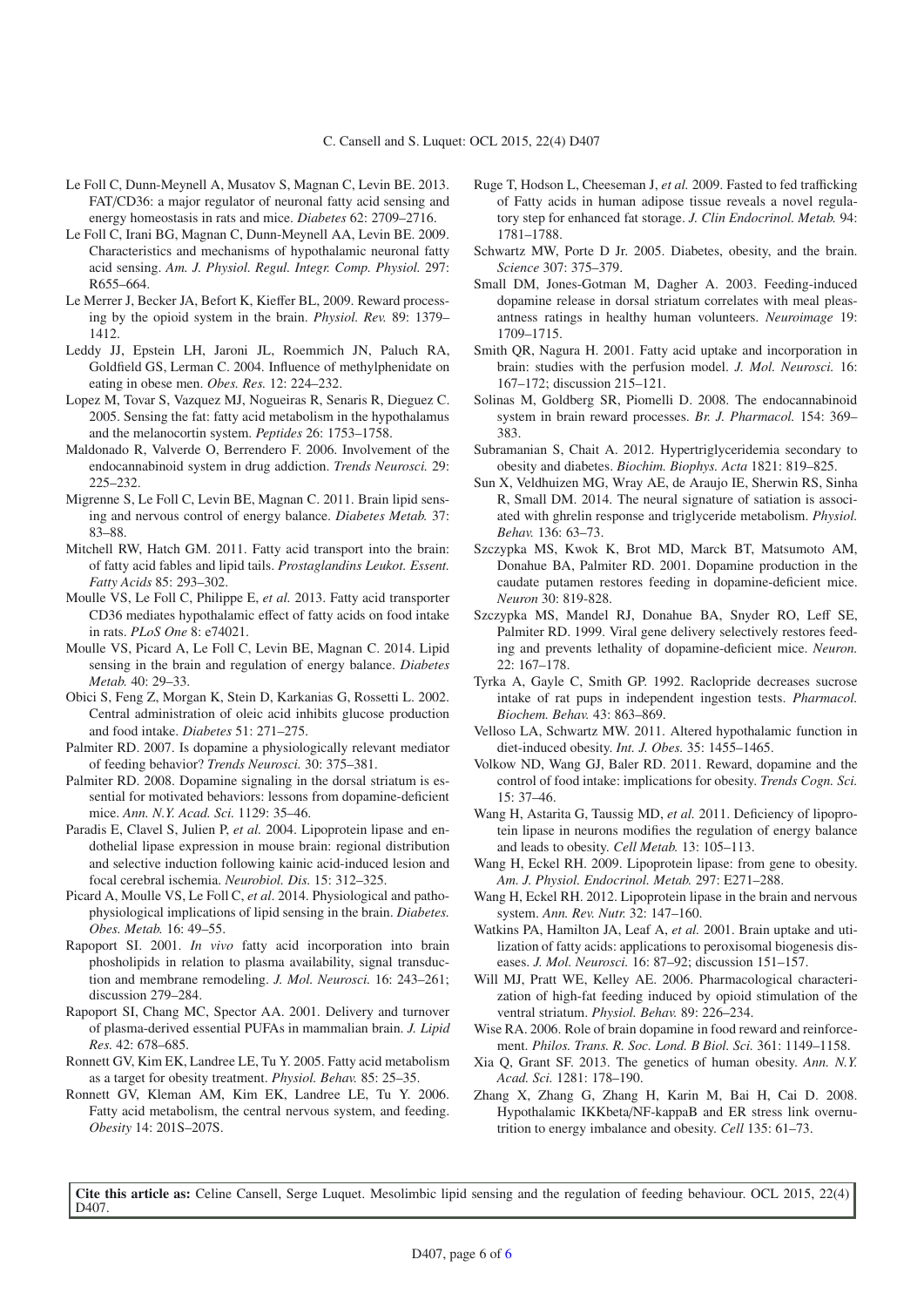Le Foll C, Dunn-Meynell A, Musatov S, Magnan C, Levin BE. 2013. FAT/CD36: a major regulator of neuronal fatty acid sensing and energy homeostasis in rats and mice. *Diabetes* 62: 2709–2716.

Le Foll C, Irani BG, Magnan C, Dunn-Meynell AA, Levin BE. 2009. Characteristics and mechanisms of hypothalamic neuronal fatty acid sensing. *Am. J. Physiol. Regul. Integr. Comp. Physiol.* 297: R655–664.

Le Merrer J, Becker JA, Befort K, Kieffer BL, 2009. Reward processing by the opioid system in the brain. *Physiol. Rev.* 89: 1379–1412.

Leddy JJ, Epstein LH, Jaroni JL, Roemmich JN, Paluch RA, Goldfield GS, Lerman C. 2004. Influence of methylphenidate on eating in obese men. *Obes. Res.* 12: 224–232.

Lopez M, Tovar S, Vazquez MJ, Nogueiras R, Senaris R, Dieguez C. 2005. Sensing the fat: fatty acid metabolism in the hypothalamus and the melanocortin system. *Peptides* 26: 1753–1758.

Maldonado R, Valverde O, Berrendero F. 2006. Involvement of the endocannabinoid system in drug addiction. *Trends Neurosci.* 29: 225–232.

Migrenne S, Le Foll C, Levin BE, Magnan C. 2011. Brain lipid sensing and nervous control of energy balance. *Diabetes Metab.* 37: 83–88.

Mitchell RW, Hatch GM. 2011. Fatty acid transport into the brain: of fatty acid fables and lipid tails. *Prostaglandins Leukot. Essent. Fatty Acids* 85: 293–302.

Moulle VS, Le Foll C, Philippe E, *et al.* 2013. Fatty acid transporter CD36 mediates hypothalamic effect of fatty acids on food intake in rats. *PLoS One* 8: e74021.

Moulle VS, Picard A, Le Foll C, Levin BE, Magnan C. 2014. Lipid sensing in the brain and regulation of energy balance. *Diabetes Metab.* 40: 29–33.

Obici S, Feng Z, Morgan K, Stein D, Karkanias G, Rossetti L. 2002. Central administration of oleic acid inhibits glucose production and food intake. *Diabetes* 51: 271–275.

Palmiter RD. 2007. Is dopamine a physiologically relevant mediator of feeding behavior? *Trends Neurosci.* 30: 375–381.

Palmiter RD. 2008. Dopamine signaling in the dorsal striatum is essential for motivated behaviors: lessons from dopamine-deficient mice. *Ann. N.Y. Acad. Sci.* 1129: 35–46.

Paradis E, Clavel S, Julien P, *et al.* 2004. Lipoprotein lipase and endothelial lipase expression in mouse brain: regional distribution and selective induction following kainic acid-induced lesion and focal cerebral ischemia. *Neurobiol. Dis.* 15: 312–325.

Picard A, Moulle VS, Le Foll C, *et al*. 2014. Physiological and pathophysiological implications of lipid sensing in the brain. *Diabetes. Obes. Metab.* 16: 49–55.

Rapoport SI. 2001. *In vivo* fatty acid incorporation into brain phosholipids in relation to plasma availability, signal transduction and membrane remodeling. *J. Mol. Neurosci.* 16: 243–261; discussion 279–284.

Rapoport SI, Chang MC, Spector AA. 2001. Delivery and turnover of plasma-derived essential PUFAs in mammalian brain. *J. Lipid Res.* 42: 678–685.

Ronnett GV, Kim EK, Landree LE, Tu Y. 2005. Fatty acid metabolism as a target for obesity treatment. *Physiol. Behav.* 85: 25–35.

Ronnett GV, Kleman AM, Kim EK, Landree LE, Tu Y. 2006. Fatty acid metabolism, the central nervous system, and feeding. *Obesity* 14: 201S–207S.

Ruge T, Hodson L, Cheeseman J, *et al.* 2009. Fasted to fed trafficking of Fatty acids in human adipose tissue reveals a novel regulatory step for enhanced fat storage. *J. Clin Endocrinol. Metab.* 94: 1781–1788.

Schwartz MW, Porte D Jr. 2005. Diabetes, obesity, and the brain. *Science* 307: 375–379.

Small DM, Jones-Gotman M, Dagher A. 2003. Feeding-induced dopamine release in dorsal striatum correlates with meal pleasantness ratings in healthy human volunteers. *Neuroimage* 19: 1709–1715.

Smith QR, Nagura H. 2001. Fatty acid uptake and incorporation in brain: studies with the perfusion model. *J. Mol. Neurosci.* 16: 167–172; discussion 215–121.

Solinas M, Goldberg SR, Piomelli D. 2008. The endocannabinoid system in brain reward processes. *Br. J. Pharmacol.* 154: 369–383.

Subramanian S, Chait A. 2012. Hypertriglyceridemia secondary to obesity and diabetes. *Biochim. Biophys. Acta* 1821: 819–825.

Sun X, Veldhuizen MG, Wray AE, de Araujo IE, Sherwin RS, Sinha R, Small DM. 2014. The neural signature of satiation is associated with ghrelin response and triglyceride metabolism. *Physiol. Behav.* 136: 63–73.

Szczypka MS, Kwok K, Brot MD, Marck BT, Matsumoto AM, Donahue BA, Palmiter RD. 2001. Dopamine production in the caudate putamen restores feeding in dopamine-deficient mice. *Neuron* 30: 819-828.

Szczypka MS, Mandel RJ, Donahue BA, Snyder RO, Leff SE, Palmiter RD. 1999. Viral gene delivery selectively restores feeding and prevents lethality of dopamine-deficient mice. *Neuron.* 22: 167–178.

Tyrka A, Gayle C, Smith GP. 1992. Raclopride decreases sucrose intake of rat pups in independent ingestion tests. *Pharmacol. Biochem. Behav.* 43: 863–869.

Velloso LA, Schwartz MW. 2011. Altered hypothalamic function in diet-induced obesity. *Int. J. Obes.* 35: 1455–1465.

Volkow ND, Wang GJ, Baler RD. 2011. Reward, dopamine and the control of food intake: implications for obesity. *Trends Cogn. Sci.* 15: 37–46.

Wang H, Astarita G, Taussig MD, *et al.* 2011. Deficiency of lipoprotein lipase in neurons modifies the regulation of energy balance and leads to obesity. *Cell Metab.* 13: 105–113.

Wang H, Eckel RH. 2009. Lipoprotein lipase: from gene to obesity. *Am. J. Physiol. Endocrinol. Metab.* 297: E271–288.

Wang H, Eckel RH. 2012. Lipoprotein lipase in the brain and nervous system. *Ann. Rev. Nutr.* 32: 147–160.

Watkins PA, Hamilton JA, Leaf A, *et al.* 2001. Brain uptake and utilization of fatty acids: applications to peroxisomal biogenesis diseases. *J. Mol. Neurosci.* 16: 87–92; discussion 151–157.

Will MJ, Pratt WE, Kelley AE. 2006. Pharmacological characterization of high-fat feeding induced by opioid stimulation of the ventral striatum. *Physiol. Behav.* 89: 226–234.

Wise RA. 2006. Role of brain dopamine in food reward and reinforcement. *Philos. Trans. R. Soc. Lond. B Biol. Sci.* 361: 1149–1158.

Xia Q, Grant SF. 2013. The genetics of human obesity. *Ann. N.Y. Acad. Sci.* 1281: 178–190.

Zhang X, Zhang G, Zhang H, Karin M, Bai H, Cai D. 2008. Hypothalamic IKKbeta/NF-kappaB and ER stress link overnutrition to energy imbalance and obesity. *Cell* 135: 61–73.

**Cite this article as:** Celine Cansell, Serge Luquet. Mesolimbic lipid sensing and the regulation of feeding behaviour. OCL 2015, 22(4) D407.